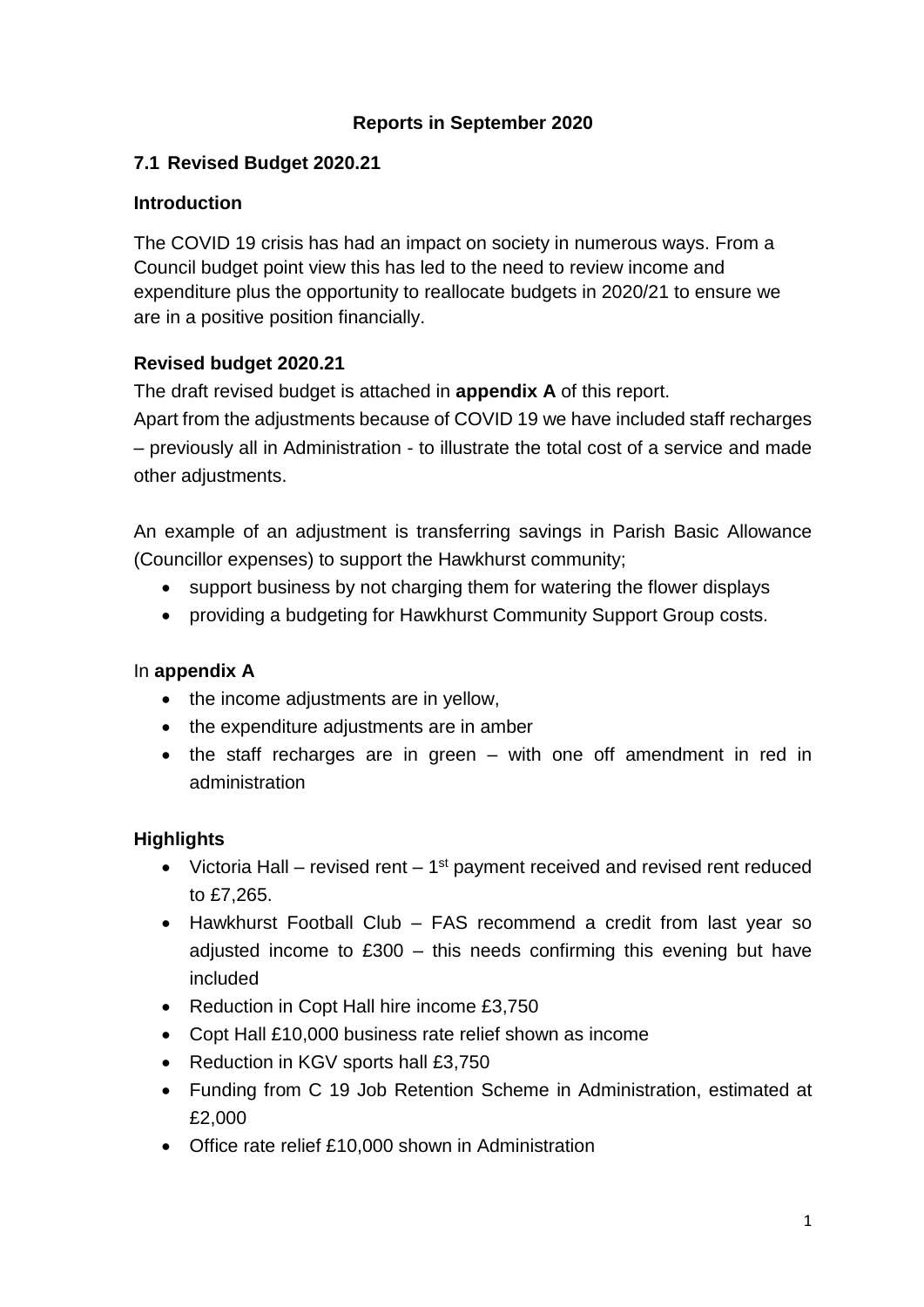**Reports in September 2020**

## 7.1 Revised Budget 2020.21

### Introduction

The COVID 19 crisis has had an impact on society in numerous ways. From a Council budget point view this has led to the need to review income and expenditure plus the opportunity to reallocate budgets in 2020/21 to ensure we are in a positive position financially.

### Revised budget 2020.21

The draft revised budget is attached in **appendix A** of this report.

Apart from the adjustments because of COVID 19 we have included staff recharges – previously all in Administration - to illustrate the total cost of a service and made other adjustments.

An example of an adjustment is transferring savings in Parish Basic Allowance (Councillor expenses) to support the Hawkhurst community;

- support business by not charging them for watering the flower displays
- providing a budgeting for Hawkhurst Community Support Group costs.

In **appendix A**

- the income adjustments are in yellow,
- the expenditure adjustments are in amber
- the staff recharges are in green – with one off amendment in red in administration

### Highlights

- Victoria Hall – revised rent – 1st payment received and revised rent reduced to £7,265.
- Hawkhurst Football Club – FAS recommend a credit from last year so adjusted income to £300 – this needs confirming this evening but have included
- Reduction in Copt Hall hire income £3,750
- Copt Hall £10,000 business rate relief shown as income
- Reduction in KGV sports hall £3,750
- Funding from C 19 Job Retention Scheme in Administration, estimated at £2,000
- Office rate relief £10,000 shown in Administration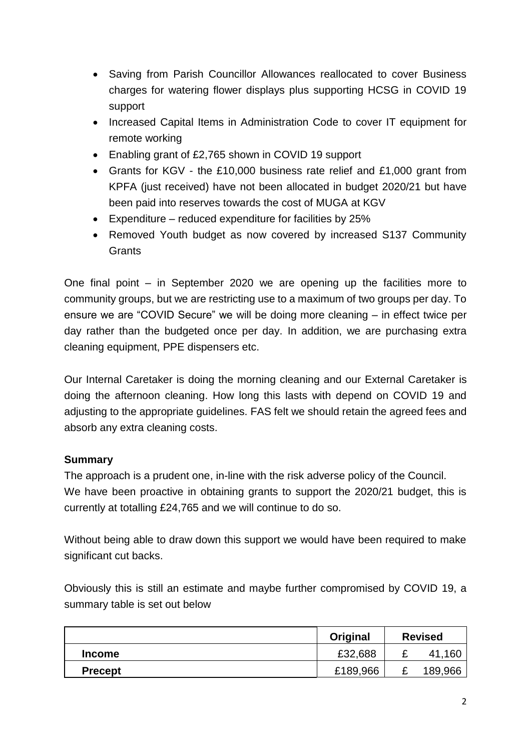- Saving from Parish Councillor Allowances reallocated to cover Business charges for watering flower displays plus supporting HCSG in COVID 19 support
- Increased Capital Items in Administration Code to cover IT equipment for remote working
- Enabling grant of £2,765 shown in COVID 19 support
- Grants for KGV - the £10,000 business rate relief and £1,000 grant from KPFA (just received) have not been allocated in budget 2020/21 but have been paid into reserves towards the cost of MUGA at KGV
- Expenditure – reduced expenditure for facilities by 25%
- Removed Youth budget as now covered by increased S137 Community Grants

One final point – in September 2020 we are opening up the facilities more to community groups, but we are restricting use to a maximum of two groups per day. To ensure we are "COVID Secure" we will be doing more cleaning – in effect twice per day rather than the budgeted once per day. In addition, we are purchasing extra cleaning equipment, PPE dispensers etc.

Our Internal Caretaker is doing the morning cleaning and our External Caretaker is doing the afternoon cleaning. How long this lasts with depend on COVID 19 and adjusting to the appropriate guidelines. FAS felt we should retain the agreed fees and absorb any extra cleaning costs.

**Summary**

The approach is a prudent one, in-line with the risk adverse policy of the Council.
We have been proactive in obtaining grants to support the 2020/21 budget, this is currently at totalling £24,765 and we will continue to do so.

Without being able to draw down this support we would have been required to make significant cut backs.

Obviously this is still an estimate and maybe further compromised by COVID 19, a summary table is set out below

| | Original | Revised |
|---|---|---|
| **Income** | £32,688 | £ 41,160 |
| **Precept** | £189,966 | £ 189,966 |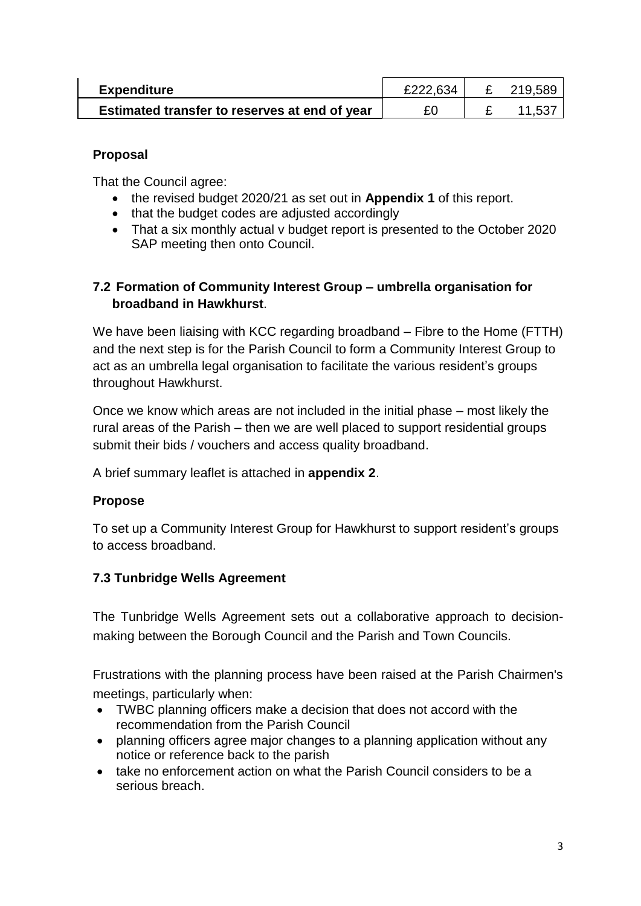| Expenditure | £222,634 | £ 219,589 |
| --- | --- | --- |
| **Estimated transfer to reserves at end of year** | £0 | £ 11,537 |

**Proposal**

That the Council agree:

- the revised budget 2020/21 as set out in **Appendix 1** of this report.
- that the budget codes are adjusted accordingly
- That a six monthly actual v budget report is presented to the October 2020 SAP meeting then onto Council.

**7.2 Formation of Community Interest Group – umbrella organisation for broadband in Hawkhurst**.

We have been liaising with KCC regarding broadband – Fibre to the Home (FTTH) and the next step is for the Parish Council to form a Community Interest Group to act as an umbrella legal organisation to facilitate the various resident's groups throughout Hawkhurst.

Once we know which areas are not included in the initial phase – most likely the rural areas of the Parish – then we are well placed to support residential groups submit their bids / vouchers and access quality broadband.

A brief summary leaflet is attached in **appendix 2**.

**Propose**

To set up a Community Interest Group for Hawkhurst to support resident's groups to access broadband.

**7.3 Tunbridge Wells Agreement**

The Tunbridge Wells Agreement sets out a collaborative approach to decision-making between the Borough Council and the Parish and Town Councils.

Frustrations with the planning process have been raised at the Parish Chairmen's meetings, particularly when:

- TWBC planning officers make a decision that does not accord with the recommendation from the Parish Council
- planning officers agree major changes to a planning application without any notice or reference back to the parish
- take no enforcement action on what the Parish Council considers to be a serious breach.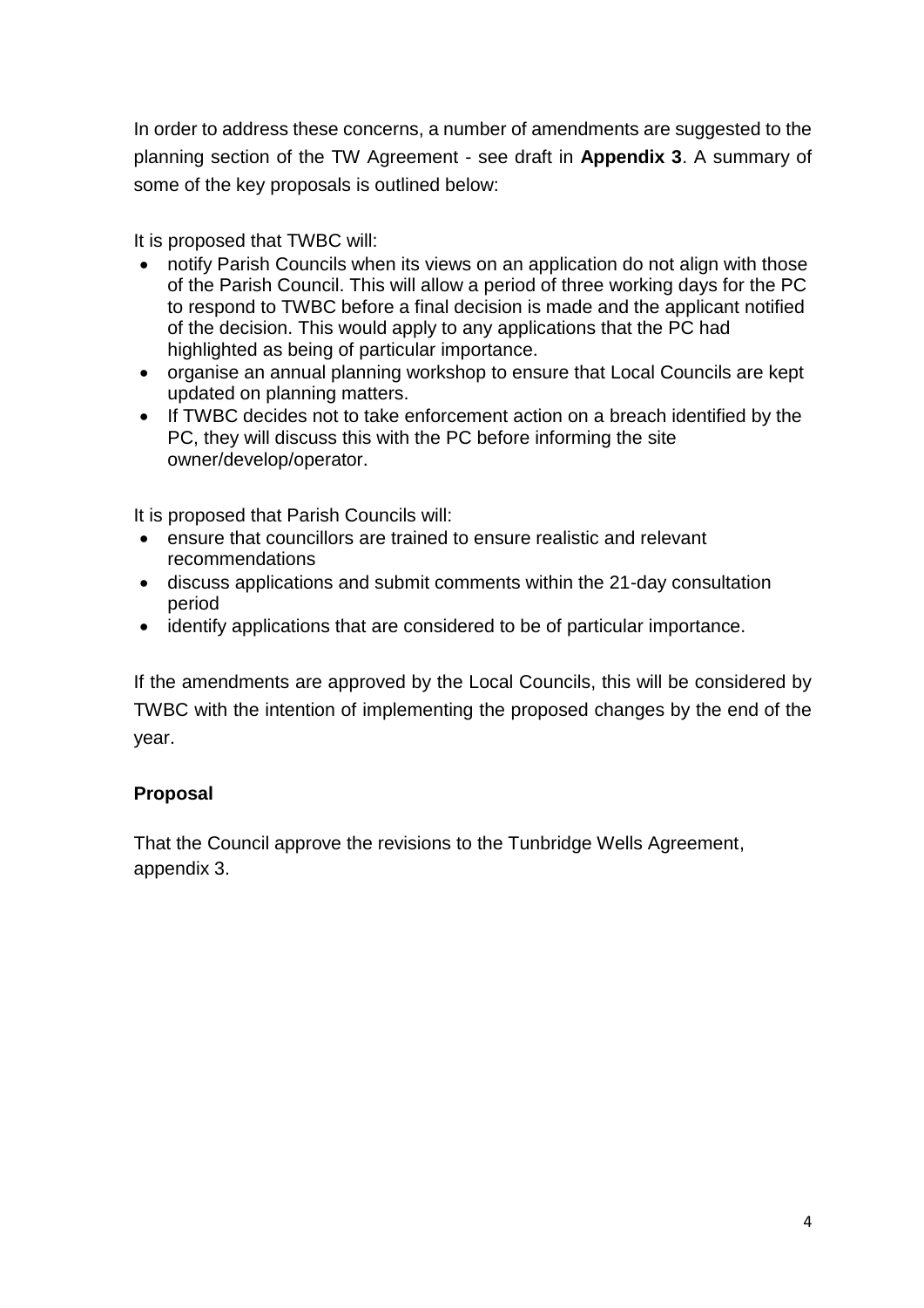In order to address these concerns, a number of amendments are suggested to the planning section of the TW Agreement - see draft in **Appendix 3**. A summary of some of the key proposals is outlined below:

It is proposed that TWBC will:

- notify Parish Councils when its views on an application do not align with those of the Parish Council. This will allow a period of three working days for the PC to respond to TWBC before a final decision is made and the applicant notified of the decision. This would apply to any applications that the PC had highlighted as being of particular importance.
- organise an annual planning workshop to ensure that Local Councils are kept updated on planning matters.
- If TWBC decides not to take enforcement action on a breach identified by the PC, they will discuss this with the PC before informing the site owner/develop/operator.

It is proposed that Parish Councils will:

- ensure that councillors are trained to ensure realistic and relevant recommendations
- discuss applications and submit comments within the 21-day consultation period
- identify applications that are considered to be of particular importance.

If the amendments are approved by the Local Councils, this will be considered by TWBC with the intention of implementing the proposed changes by the end of the year.

**Proposal**

That the Council approve the revisions to the Tunbridge Wells Agreement, appendix 3.